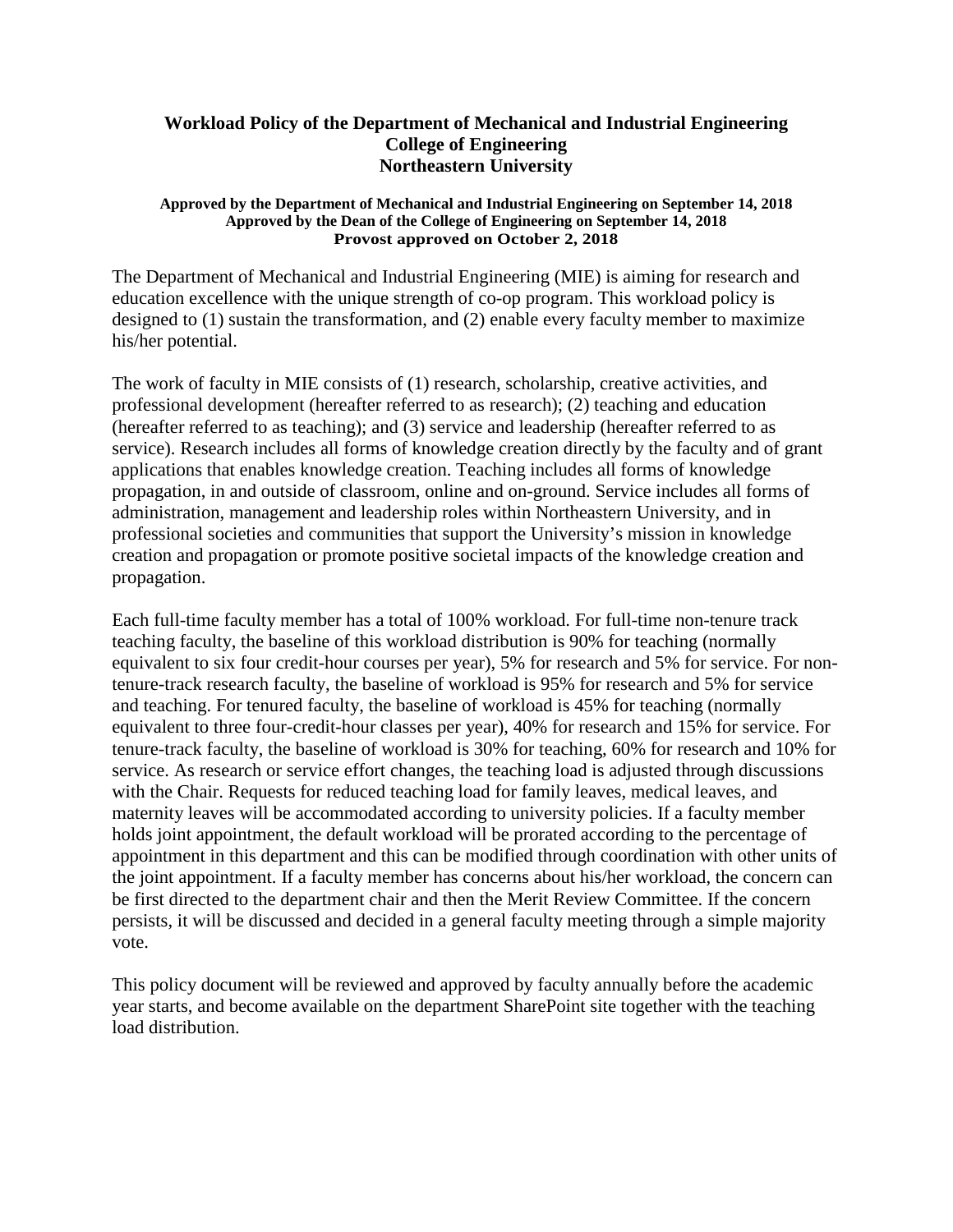# Workload Policy of the Department of Mechanical and Industrial Engineering
# College of Engineering
# Northeastern University

**Approved by the Department of Mechanical and Industrial Engineering on September 14, 2018**
**Approved by the Dean of the College of Engineering on September 14, 2018**
**Provost approved on October 2, 2018**

The Department of Mechanical and Industrial Engineering (MIE) is aiming for research and education excellence with the unique strength of co-op program. This workload policy is designed to (1) sustain the transformation, and (2) enable every faculty member to maximize his/her potential.

The work of faculty in MIE consists of (1) research, scholarship, creative activities, and professional development (hereafter referred to as research); (2) teaching and education (hereafter referred to as teaching); and (3) service and leadership (hereafter referred to as service). Research includes all forms of knowledge creation directly by the faculty and of grant applications that enables knowledge creation. Teaching includes all forms of knowledge propagation, in and outside of classroom, online and on-ground. Service includes all forms of administration, management and leadership roles within Northeastern University, and in professional societies and communities that support the University's mission in knowledge creation and propagation or promote positive societal impacts of the knowledge creation and propagation.

Each full-time faculty member has a total of 100% workload. For full-time non-tenure track teaching faculty, the baseline of this workload distribution is 90% for teaching (normally equivalent to six four credit-hour courses per year), 5% for research and 5% for service. For non-tenure-track research faculty, the baseline of workload is 95% for research and 5% for service and teaching. For tenured faculty, the baseline of workload is 45% for teaching (normally equivalent to three four-credit-hour classes per year), 40% for research and 15% for service. For tenure-track faculty, the baseline of workload is 30% for teaching, 60% for research and 10% for service. As research or service effort changes, the teaching load is adjusted through discussions with the Chair. Requests for reduced teaching load for family leaves, medical leaves, and maternity leaves will be accommodated according to university policies. If a faculty member holds joint appointment, the default workload will be prorated according to the percentage of appointment in this department and this can be modified through coordination with other units of the joint appointment. If a faculty member has concerns about his/her workload, the concern can be first directed to the department chair and then the Merit Review Committee. If the concern persists, it will be discussed and decided in a general faculty meeting through a simple majority vote.

This policy document will be reviewed and approved by faculty annually before the academic year starts, and become available on the department SharePoint site together with the teaching load distribution.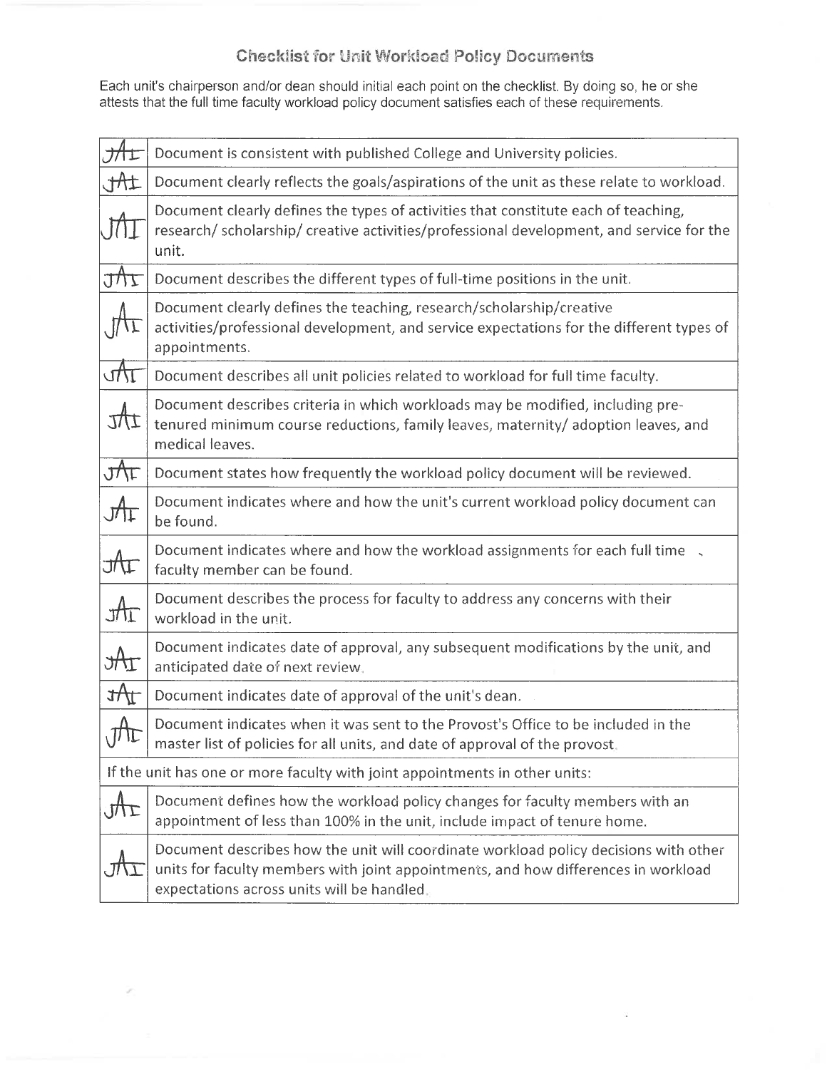# Checklist for Unit Workload Policy Documents

Each unit's chairperson and/or dean should initial each point on the checklist. By doing so, he or she attests that the full time faculty workload policy document satisfies each of these requirements.

| | |
|---|---|
| JAT | Document is consistent with published College and University policies. |
| JAT | Document clearly reflects the goals/aspirations of the unit as these relate to workload. |
| JAT | Document clearly defines the types of activities that constitute each of teaching, research/ scholarship/ creative activities/professional development, and service for the unit. |
| JAT | Document describes the different types of full-time positions in the unit. |
| JAT | Document clearly defines the teaching, research/scholarship/creative activities/professional development, and service expectations for the different types of appointments. |
| JAT | Document describes all unit policies related to workload for full time faculty. |
| JAT | Document describes criteria in which workloads may be modified, including pre-tenured minimum course reductions, family leaves, maternity/ adoption leaves, and medical leaves. |
| JAT | Document states how frequently the workload policy document will be reviewed. |
| JAT | Document indicates where and how the unit's current workload policy document can be found. |
| JAT | Document indicates where and how the workload assignments for each full time faculty member can be found. |
| JAT | Document describes the process for faculty to address any concerns with their workload in the unit. |
| JAT | Document indicates date of approval, any subsequent modifications by the unit, and anticipated date of next review. |
| JAT | Document indicates date of approval of the unit's dean. |
| JAT | Document indicates when it was sent to the Provost's Office to be included in the master list of policies for all units, and date of approval of the provost. |
| If the unit has one or more faculty with joint appointments in other units: | |
| JAT | Document defines how the workload policy changes for faculty members with an appointment of less than 100% in the unit, include impact of tenure home. |
| JAT | Document describes how the unit will coordinate workload policy decisions with other units for faculty members with joint appointments, and how differences in workload expectations across units will be handled. |